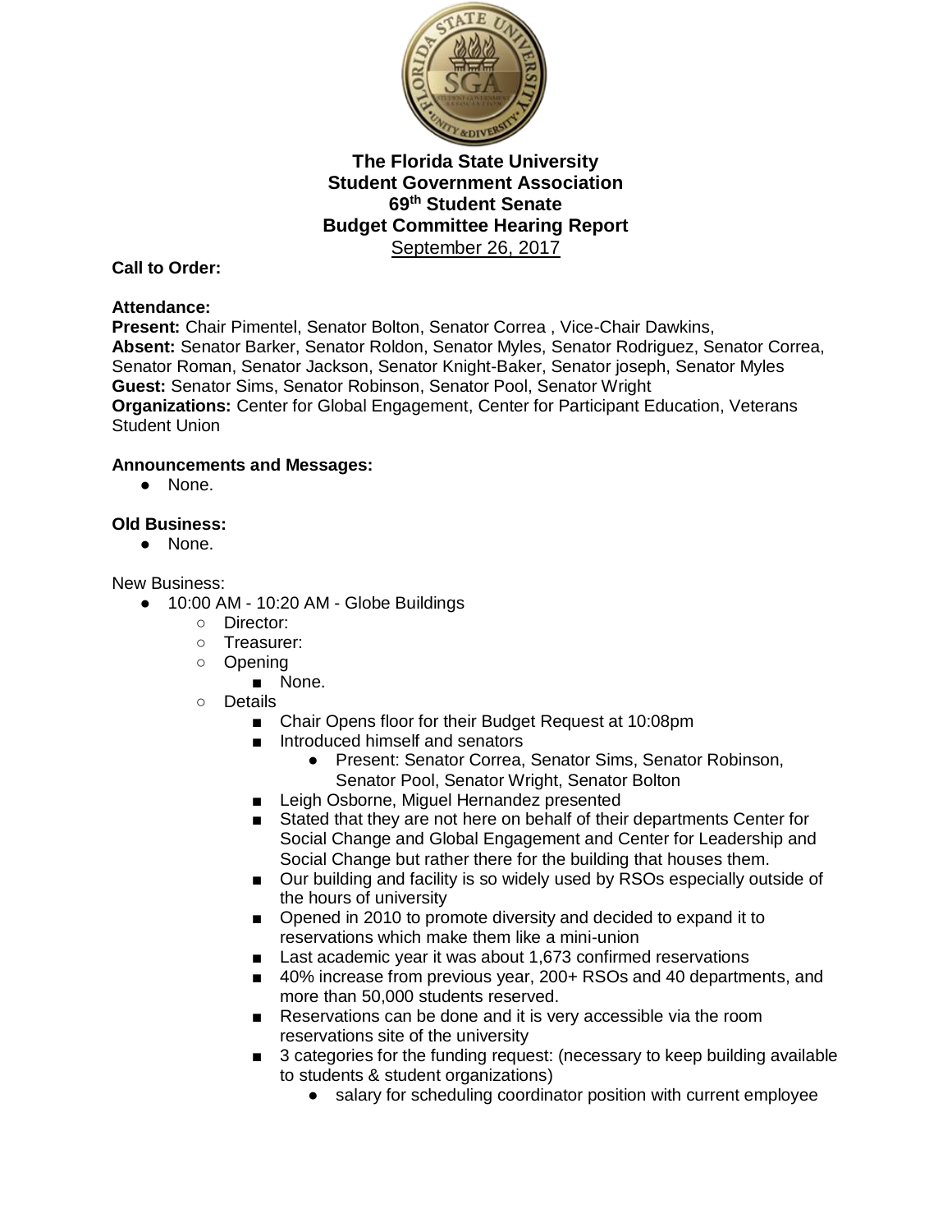**The Florida State University**
**Student Government Association**
**69th Student Senate**
**Budget Committee Hearing Report**
September 26, 2017

**Call to Order:**

**Attendance:**
**Present:** Chair Pimentel, Senator Bolton, Senator Correa , Vice-Chair Dawkins,
**Absent:** Senator Barker, Senator Roldon, Senator Myles, Senator Rodriguez, Senator Correa, Senator Roman, Senator Jackson, Senator Knight-Baker, Senator joseph, Senator Myles
**Guest:** Senator Sims, Senator Robinson, Senator Pool, Senator Wright
**Organizations:** Center for Global Engagement, Center for Participant Education, Veterans Student Union

**Announcements and Messages:**

- None.

**Old Business:**

- None.

New Business:

- 10:00 AM - 10:20 AM - Globe Buildings
    - Director:
    - Treasurer:
    - Opening
        - None.
    - Details
        - Chair Opens floor for their Budget Request at 10:08pm
        - Introduced himself and senators
            - Present: Senator Correa, Senator Sims, Senator Robinson, Senator Pool, Senator Wright, Senator Bolton
        - Leigh Osborne, Miguel Hernandez presented
        - Stated that they are not here on behalf of their departments Center for Social Change and Global Engagement and Center for Leadership and Social Change but rather there for the building that houses them.
        - Our building and facility is so widely used by RSOs especially outside of the hours of university
        - Opened in 2010 to promote diversity and decided to expand it to reservations which make them like a mini-union
        - Last academic year it was about 1,673 confirmed reservations
        - 40% increase from previous year, 200+ RSOs and 40 departments, and more than 50,000 students reserved.
        - Reservations can be done and it is very accessible via the room reservations site of the university
        - 3 categories for the funding request: (necessary to keep building available to students & student organizations)
            - salary for scheduling coordinator position with current employee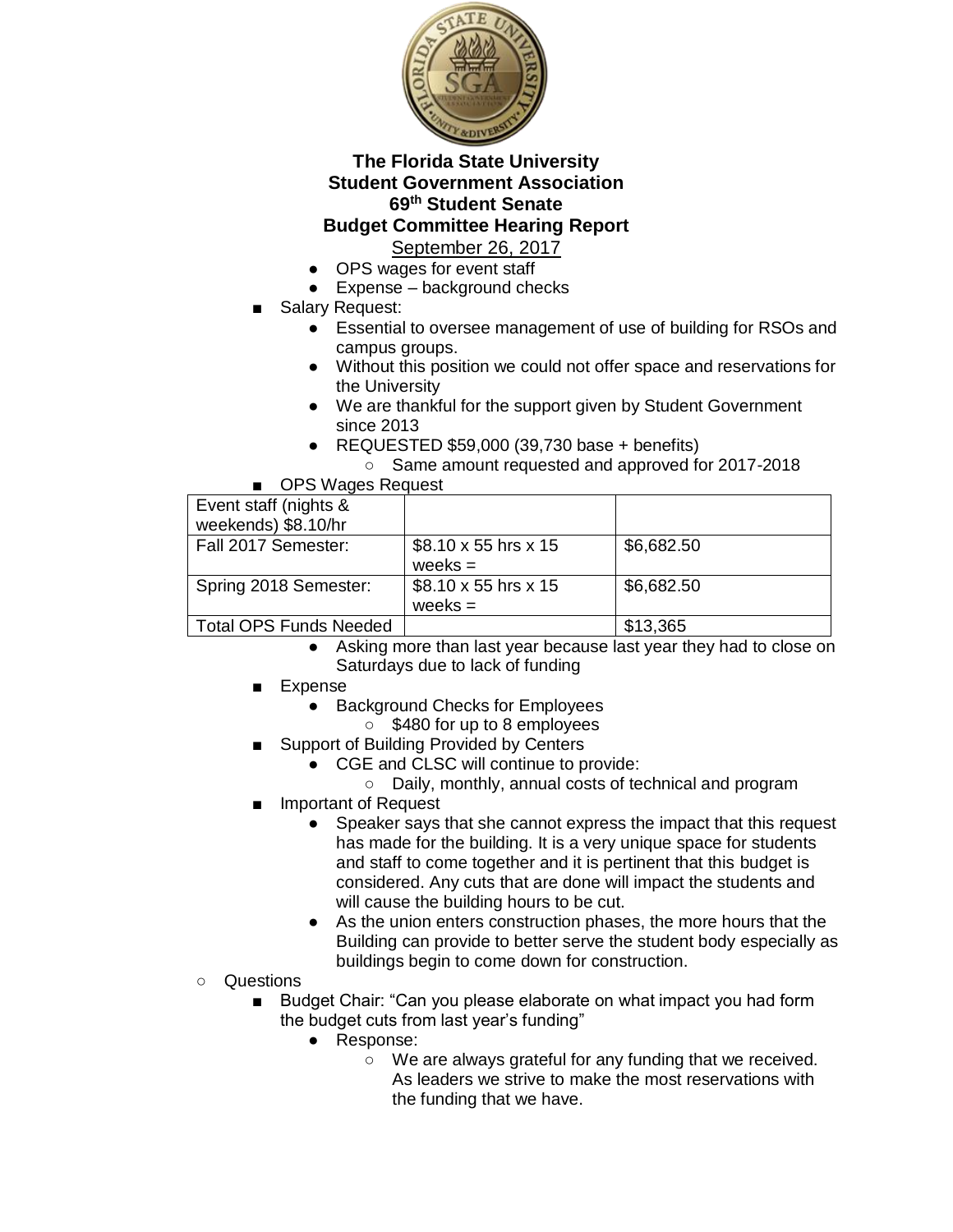**The Florida State University**
**Student Government Association**
**69th Student Senate**
**Budget Committee Hearing Report**
September 26, 2017

- OPS wages for event staff
- Expense – background checks

- Salary Request:
  - Essential to oversee management of use of building for RSOs and campus groups.
  - Without this position we could not offer space and reservations for the University
  - We are thankful for the support given by Student Government since 2013
  - REQUESTED $59,000 (39,730 base + benefits)
    - Same amount requested and approved for 2017-2018
- OPS Wages Request

| Event staff (nights & weekends) $8.10/hr | | |
|---|---|---|
| Fall 2017 Semester: | $8.10 x 55 hrs x 15 weeks = | $6,682.50 |
| Spring 2018 Semester: | $8.10 x 55 hrs x 15 weeks = | $6,682.50 |
| Total OPS Funds Needed | | $13,365 |

  - Asking more than last year because last year they had to close on Saturdays due to lack of funding
- Expense
  - Background Checks for Employees
    - $480 for up to 8 employees
- Support of Building Provided by Centers
  - CGE and CLSC will continue to provide:
    - Daily, monthly, annual costs of technical and program
- Important of Request
  - Speaker says that she cannot express the impact that this request has made for the building. It is a very unique space for students and staff to come together and it is pertinent that this budget is considered. Any cuts that are done will impact the students and will cause the building hours to be cut.
  - As the union enters construction phases, the more hours that the Building can provide to better serve the student body especially as buildings begin to come down for construction.

- Questions
  - Budget Chair: "Can you please elaborate on what impact you had form the budget cuts from last year's funding"
    - Response:
      - We are always grateful for any funding that we received. As leaders we strive to make the most reservations with the funding that we have.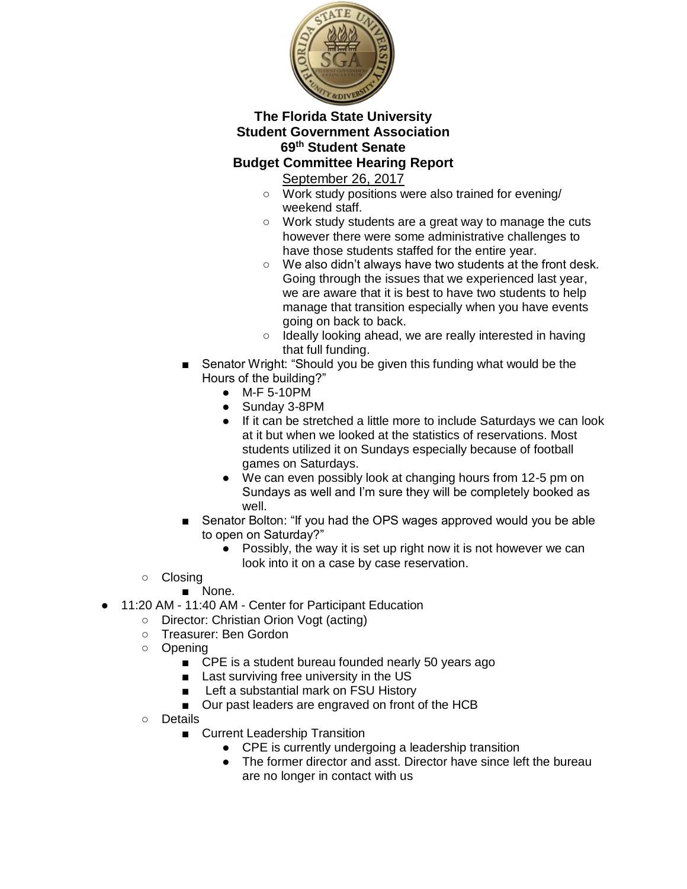**The Florida State University**
**Student Government Association**
**69th Student Senate**
**Budget Committee Hearing Report**
September 26, 2017

- Work study positions were also trained for evening/ weekend staff.
- Work study students are a great way to manage the cuts however there were some administrative challenges to have those students staffed for the entire year.
- We also didn't always have two students at the front desk. Going through the issues that we experienced last year, we are aware that it is best to have two students to help manage that transition especially when you have events going on back to back.
- Ideally looking ahead, we are really interested in having that full funding.

  - Senator Wright: "Should you be given this funding what would be the Hours of the building?"
    - M-F 5-10PM
    - Sunday 3-8PM
    - If it can be stretched a little more to include Saturdays we can look at it but when we looked at the statistics of reservations. Most students utilized it on Sundays especially because of football games on Saturdays.
    - We can even possibly look at changing hours from 12-5 pm on Sundays as well and I'm sure they will be completely booked as well.
  - Senator Bolton: "If you had the OPS wages approved would you be able to open on Saturday?"
    - Possibly, the way it is set up right now it is not however we can look into it on a case by case reservation.
- Closing
  - None.

- 11:20 AM - 11:40 AM - Center for Participant Education
  - Director: Christian Orion Vogt (acting)
  - Treasurer: Ben Gordon
  - Opening
    - CPE is a student bureau founded nearly 50 years ago
    - Last surviving free university in the US
    - Left a substantial mark on FSU History
    - Our past leaders are engraved on front of the HCB
  - Details
    - Current Leadership Transition
      - CPE is currently undergoing a leadership transition
      - The former director and asst. Director have since left the bureau are no longer in contact with us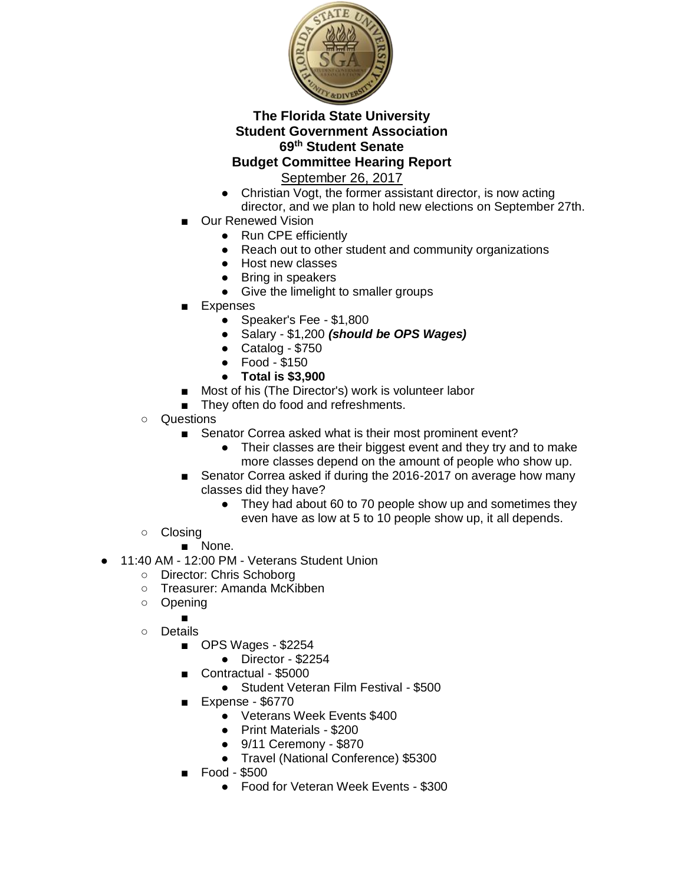**The Florida State University**
**Student Government Association**
**69th Student Senate**
**Budget Committee Hearing Report**
September 26, 2017

- Christian Vogt, the former assistant director, is now acting director, and we plan to hold new elections on September 27th.
  - Our Renewed Vision
    - Run CPE efficiently
    - Reach out to other student and community organizations
    - Host new classes
    - Bring in speakers
    - Give the limelight to smaller groups
  - Expenses
    - Speaker's Fee - $1,800
    - Salary - $1,200 ***(should be OPS Wages)***
    - Catalog - $750
    - Food - $150
    - **Total is $3,900**
  - Most of his (The Director's) work is volunteer labor
  - They often do food and refreshments.
- Questions
  - Senator Correa asked what is their most prominent event?
    - Their classes are their biggest event and they try and to make more classes depend on the amount of people who show up.
  - Senator Correa asked if during the 2016-2017 on average how many classes did they have?
    - They had about 60 to 70 people show up and sometimes they even have as low at 5 to 10 people show up, it all depends.
- Closing
  - None.

- 11:40 AM - 12:00 PM - Veterans Student Union
  - Director: Chris Schoborg
  - Treasurer: Amanda McKibben
  - Opening
    -
  - Details
    - OPS Wages - $2254
      - Director - $2254
    - Contractual - $5000
      - Student Veteran Film Festival - $500
    - Expense - $6770
      - Veterans Week Events $400
      - Print Materials - $200
      - 9/11 Ceremony - $870
      - Travel (National Conference) $5300
    - Food - $500
      - Food for Veteran Week Events - $300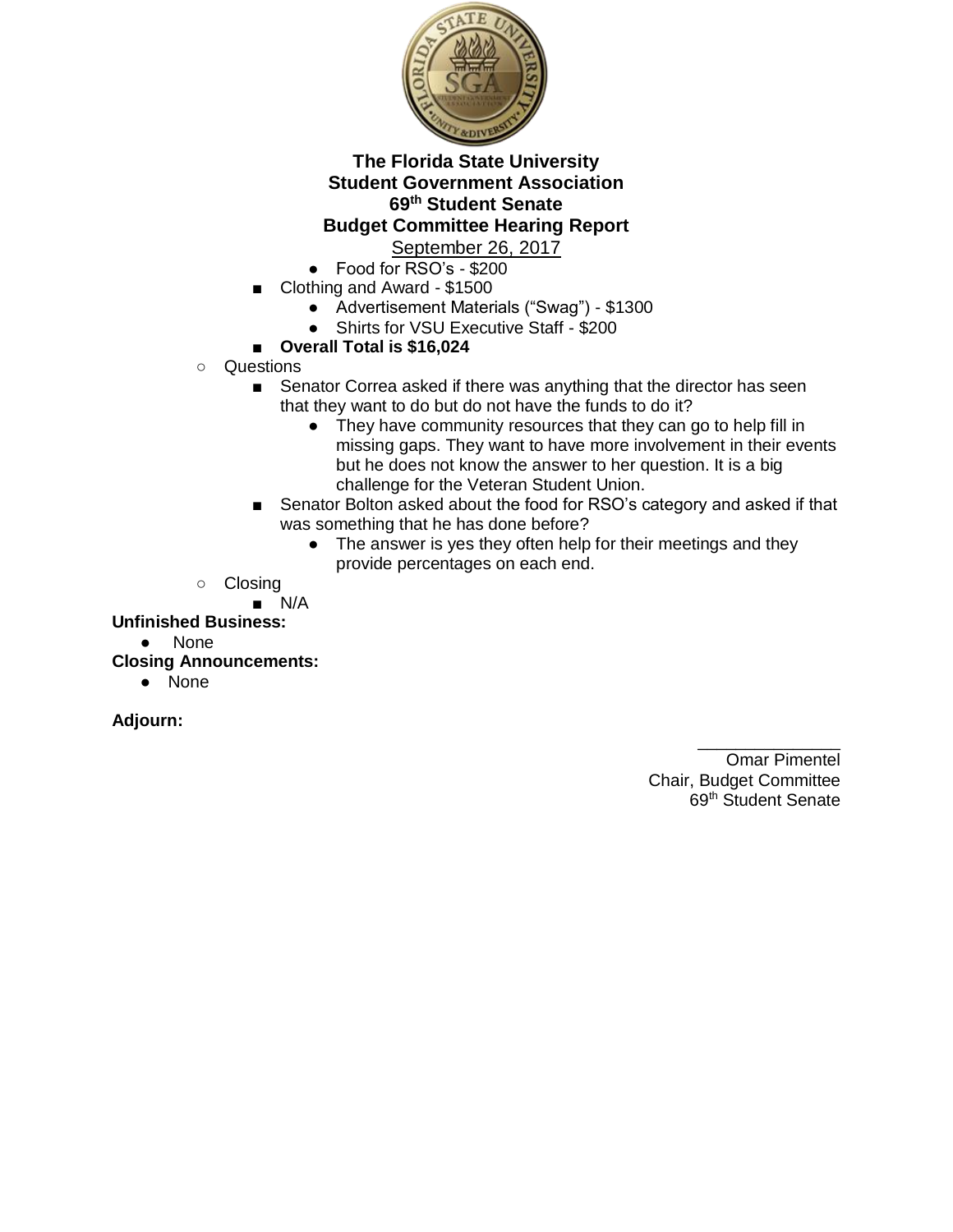**The Florida State University**
**Student Government Association**
**69th Student Senate**
**Budget Committee Hearing Report**
September 26, 2017

                - Food for RSO's - $200
            - Clothing and Award - $1500
                - Advertisement Materials ("Swag") - $1300
                - Shirts for VSU Executive Staff - $200
            - **Overall Total is $16,024**
        - Questions
            - Senator Correa asked if there was anything that the director has seen that they want to do but do not have the funds to do it?
                - They have community resources that they can go to help fill in missing gaps. They want to have more involvement in their events but he does not know the answer to her question. It is a big challenge for the Veteran Student Union.
            - Senator Bolton asked about the food for RSO's category and asked if that was something that he has done before?
                - The answer is yes they often help for their meetings and they provide percentages on each end.
        - Closing
            - N/A

**Unfinished Business:**

- None

**Closing Announcements:**

- None

**Adjourn:**

_______________
Omar Pimentel
Chair, Budget Committee
69th Student Senate